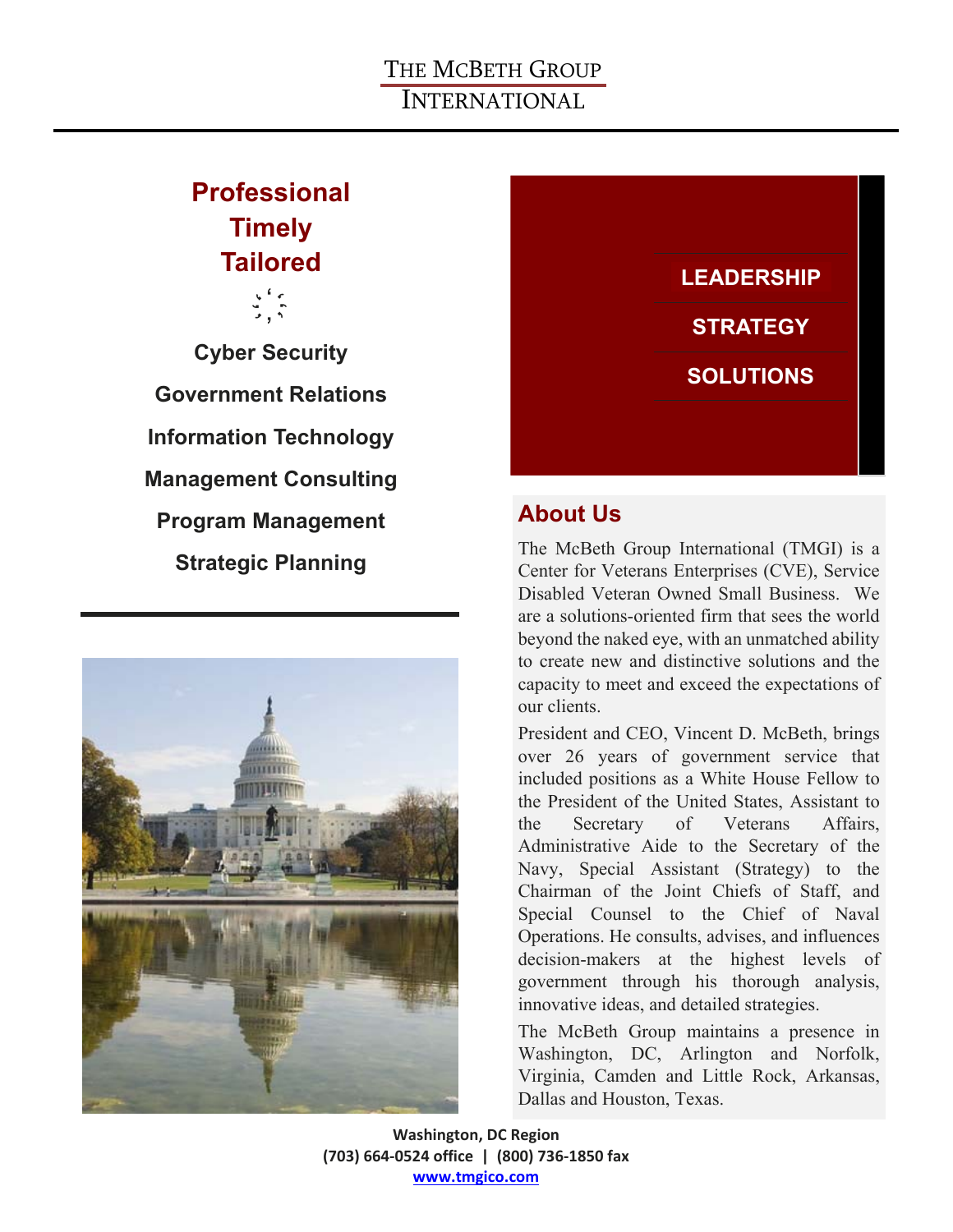# THE MCBETH GROUP INTERNATIONAL

**Professional**
**Timely**
**Tailored**

**Cyber Security**

**Government Relations**

**Information Technology**

**Management Consulting**

**Program Management**

**Strategic Planning**

**LEADERSHIP**

**STRATEGY**

**SOLUTIONS**

## About Us

The McBeth Group International (TMGI) is a Center for Veterans Enterprises (CVE), Service Disabled Veteran Owned Small Business. We are a solutions-oriented firm that sees the world beyond the naked eye, with an unmatched ability to create new and distinctive solutions and the capacity to meet and exceed the expectations of our clients.

President and CEO, Vincent D. McBeth, brings over 26 years of government service that included positions as a White House Fellow to the President of the United States, Assistant to the Secretary of Veterans Affairs, Administrative Aide to the Secretary of the Navy, Special Assistant (Strategy) to the Chairman of the Joint Chiefs of Staff, and Special Counsel to the Chief of Naval Operations. He consults, advises, and influences decision-makers at the highest levels of government through his thorough analysis, innovative ideas, and detailed strategies.

The McBeth Group maintains a presence in Washington, DC, Arlington and Norfolk, Virginia, Camden and Little Rock, Arkansas, Dallas and Houston, Texas.

**Washington, DC Region**
**(703) 664-0524 office | (800) 736-1850 fax**
**www.tmgico.com**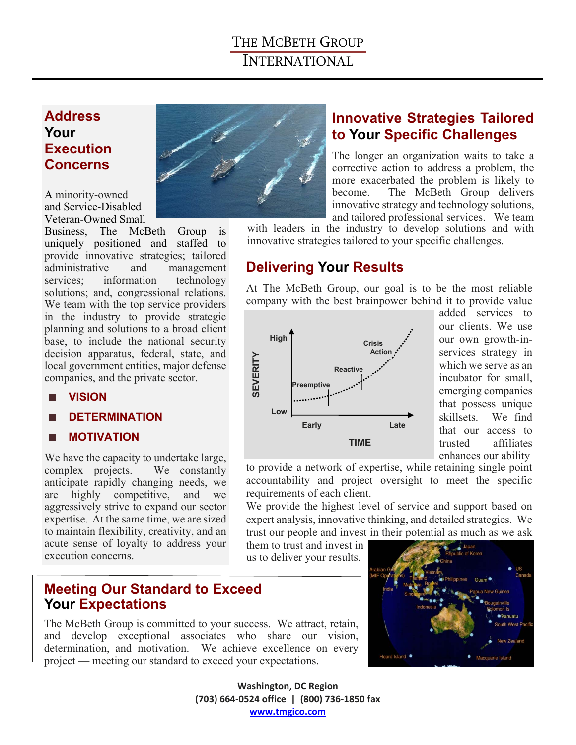# THE MCBETH GROUP INTERNATIONAL

## Address Your Execution Concerns

A minority-owned and Service-Disabled Veteran-Owned Small Business, The McBeth Group is uniquely positioned and staffed to provide innovative strategies; tailored administrative and management services; information technology solutions; and, congressional relations. We team with the top service providers in the industry to provide strategic planning and solutions to a broad client base, to include the national security decision apparatus, federal, state, and local government entities, major defense companies, and the private sector.

- **VISION**
- **DETERMINATION**
- **MOTIVATION**

We have the capacity to undertake large, complex projects. We constantly anticipate rapidly changing needs, we are highly competitive, and we aggressively strive to expand our sector expertise. At the same time, we are sized to maintain flexibility, creativity, and an acute sense of loyalty to address your execution concerns.

## Innovative Strategies Tailored to Your Specific Challenges

The longer an organization waits to take a corrective action to address a problem, the more exacerbated the problem is likely to become. The McBeth Group delivers innovative strategy and technology solutions, and tailored professional services. We team with leaders in the industry to develop solutions and with innovative strategies tailored to your specific challenges.

## Delivering Your Results

At The McBeth Group, our goal is to be the most reliable company with the best brainpower behind it to provide value added services to our clients. We use our own growth-in-services strategy in which we serve as an incubator for small, emerging companies that possess unique skillsets. We find that our access to trusted affiliates enhances our ability to provide a network of expertise, while retaining single point accountability and project oversight to meet the specific requirements of each client.

SEVERITY
High
Low
Preemptive
Reactive
Crisis Action
Early
Late
TIME

We provide the highest level of service and support based on expert analysis, innovative thinking, and detailed strategies. We trust our people and invest in their potential as much as we ask them to trust and invest in us to deliver your results.

## Meeting Our Standard to Exceed Your Expectations

The McBeth Group is committed to your success. We attract, retain, and develop exceptional associates who share our vision, determination, and motivation. We achieve excellence on every project — meeting our standard to exceed your expectations.

Japan
Republic of Korea
China
Arabian Gulf (MIF Operations)
Vietnam
Thailand
Malaysia
Brunei
Philippines
Guam
India
Singapore
Papua New Guinea
Indonesia
Bougainville
Solomon Is
Vanuatu
US
Canada
South West Pacific
New Zealand
Heard Island
Macquarie Island

Washington, DC Region
(703) 664-0524 office | (800) 736-1850 fax
www.tmgico.com